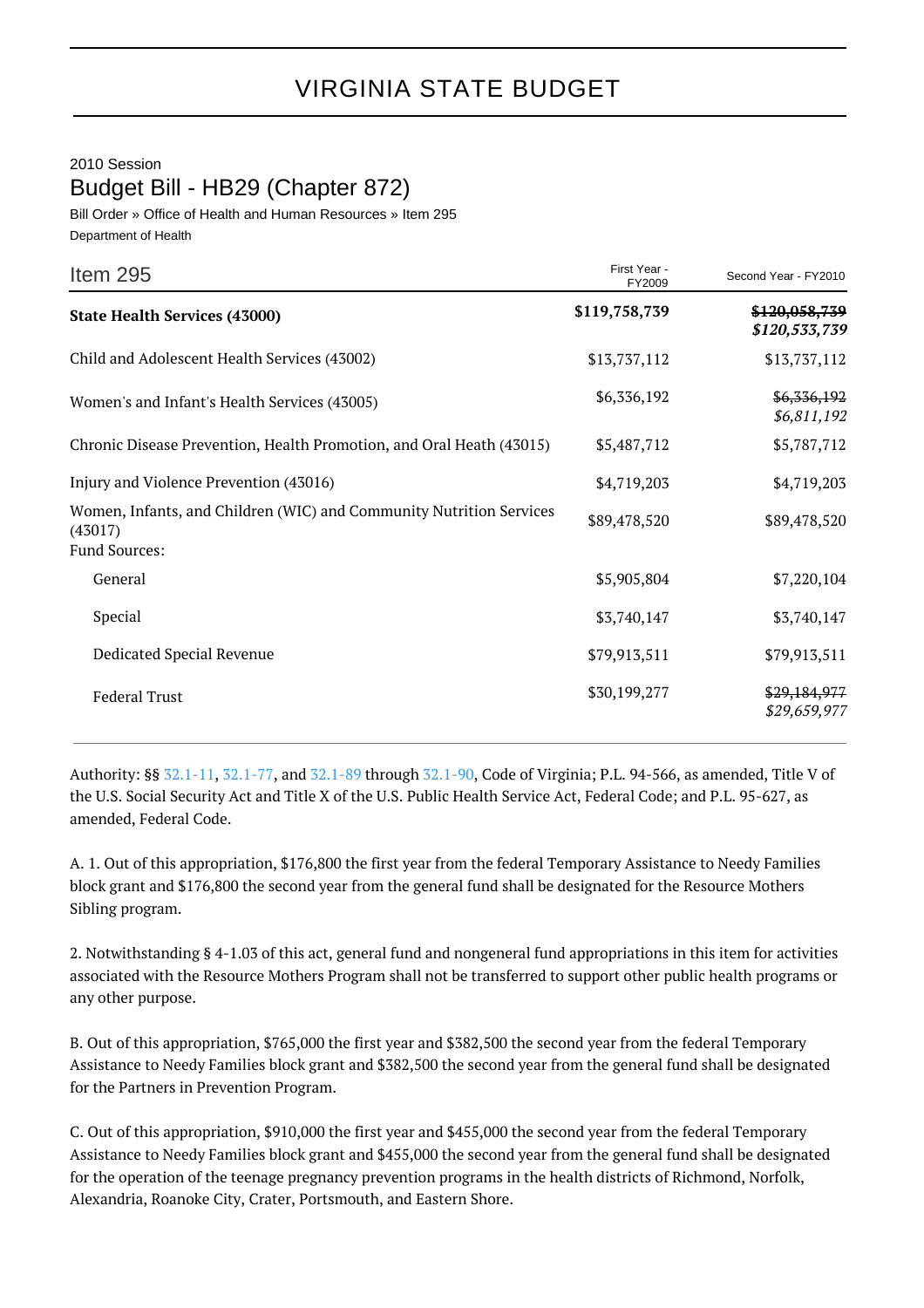# VIRGINIA STATE BUDGET

2010 Session

## Budget Bill - HB29 (Chapter 872)

Bill Order » Office of Health and Human Resources » Item 295

Department of Health

| Item 295 | First Year - FY2009 | Second Year - FY2010 |
|---|---|---|
| **State Health Services (43000)** | **$119,758,739** | ~~**$120,058,739**~~ ***$120,533,739*** |
| Child and Adolescent Health Services (43002) | $13,737,112 | $13,737,112 |
| Women's and Infant's Health Services (43005) | $6,336,192 | ~~$6,336,192~~ *$6,811,192* |
| Chronic Disease Prevention, Health Promotion, and Oral Heath (43015) | $5,487,712 | $5,787,712 |
| Injury and Violence Prevention (43016) | $4,719,203 | $4,719,203 |
| Women, Infants, and Children (WIC) and Community Nutrition Services (43017) | $89,478,520 | $89,478,520 |
| Fund Sources: | | |
| General | $5,905,804 | $7,220,104 |
| Special | $3,740,147 | $3,740,147 |
| Dedicated Special Revenue | $79,913,511 | $79,913,511 |
| Federal Trust | $30,199,277 | ~~$29,184,977~~ *$29,659,977* |

Authority: §§ 32.1-11, 32.1-77, and 32.1-89 through 32.1-90, Code of Virginia; P.L. 94-566, as amended, Title V of the U.S. Social Security Act and Title X of the U.S. Public Health Service Act, Federal Code; and P.L. 95-627, as amended, Federal Code.

A. 1. Out of this appropriation, $176,800 the first year from the federal Temporary Assistance to Needy Families block grant and $176,800 the second year from the general fund shall be designated for the Resource Mothers Sibling program.

2. Notwithstanding § 4-1.03 of this act, general fund and nongeneral fund appropriations in this item for activities associated with the Resource Mothers Program shall not be transferred to support other public health programs or any other purpose.

B. Out of this appropriation, $765,000 the first year and $382,500 the second year from the federal Temporary Assistance to Needy Families block grant and $382,500 the second year from the general fund shall be designated for the Partners in Prevention Program.

C. Out of this appropriation, $910,000 the first year and $455,000 the second year from the federal Temporary Assistance to Needy Families block grant and $455,000 the second year from the general fund shall be designated for the operation of the teenage pregnancy prevention programs in the health districts of Richmond, Norfolk, Alexandria, Roanoke City, Crater, Portsmouth, and Eastern Shore.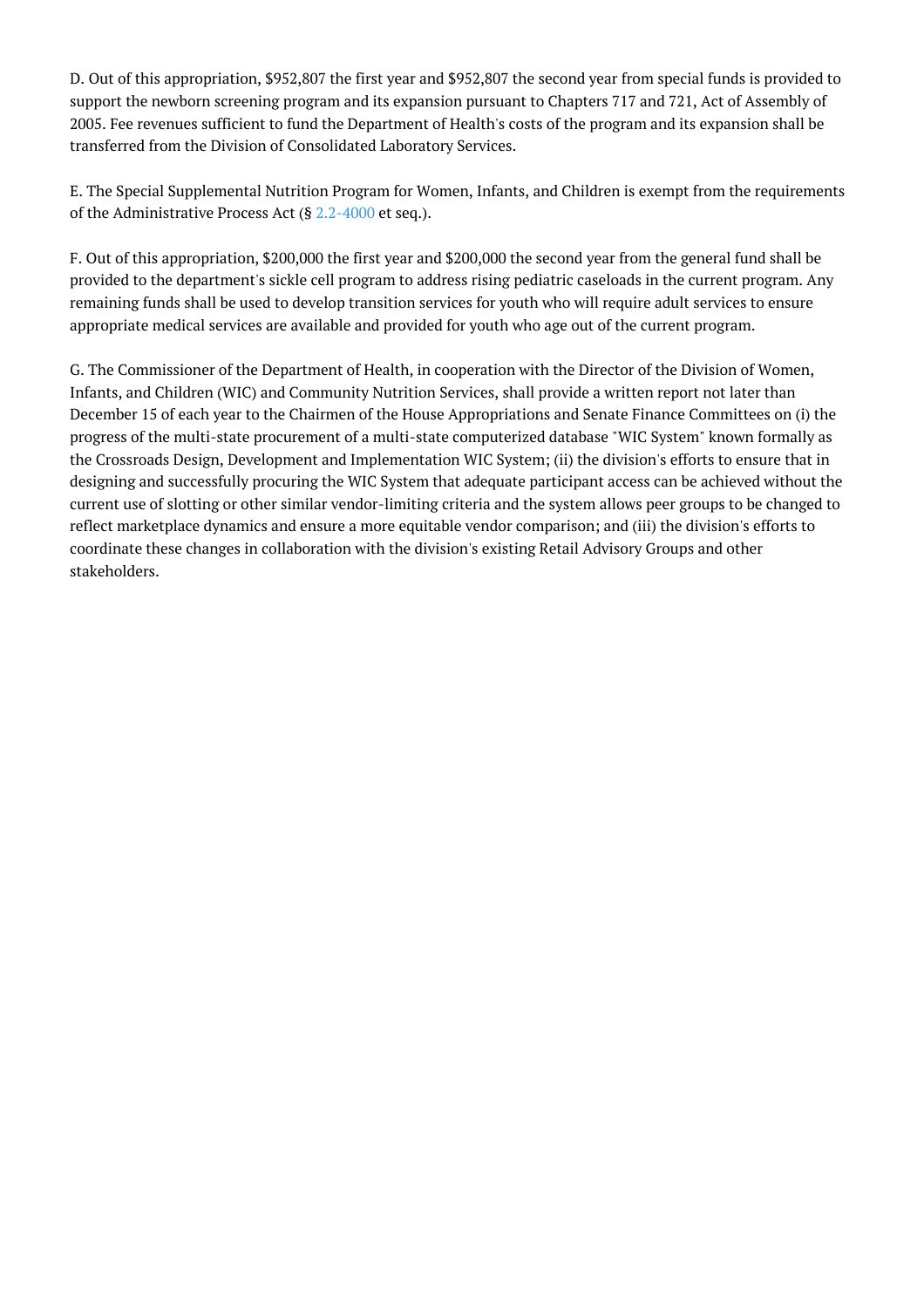D. Out of this appropriation, $952,807 the first year and $952,807 the second year from special funds is provided to support the newborn screening program and its expansion pursuant to Chapters 717 and 721, Act of Assembly of 2005. Fee revenues sufficient to fund the Department of Health's costs of the program and its expansion shall be transferred from the Division of Consolidated Laboratory Services.

E. The Special Supplemental Nutrition Program for Women, Infants, and Children is exempt from the requirements of the Administrative Process Act (§ 2.2-4000 et seq.).

F. Out of this appropriation, $200,000 the first year and $200,000 the second year from the general fund shall be provided to the department's sickle cell program to address rising pediatric caseloads in the current program. Any remaining funds shall be used to develop transition services for youth who will require adult services to ensure appropriate medical services are available and provided for youth who age out of the current program.

G. The Commissioner of the Department of Health, in cooperation with the Director of the Division of Women, Infants, and Children (WIC) and Community Nutrition Services, shall provide a written report not later than December 15 of each year to the Chairmen of the House Appropriations and Senate Finance Committees on (i) the progress of the multi-state procurement of a multi-state computerized database "WIC System" known formally as the Crossroads Design, Development and Implementation WIC System; (ii) the division's efforts to ensure that in designing and successfully procuring the WIC System that adequate participant access can be achieved without the current use of slotting or other similar vendor-limiting criteria and the system allows peer groups to be changed to reflect marketplace dynamics and ensure a more equitable vendor comparison; and (iii) the division's efforts to coordinate these changes in collaboration with the division's existing Retail Advisory Groups and other stakeholders.